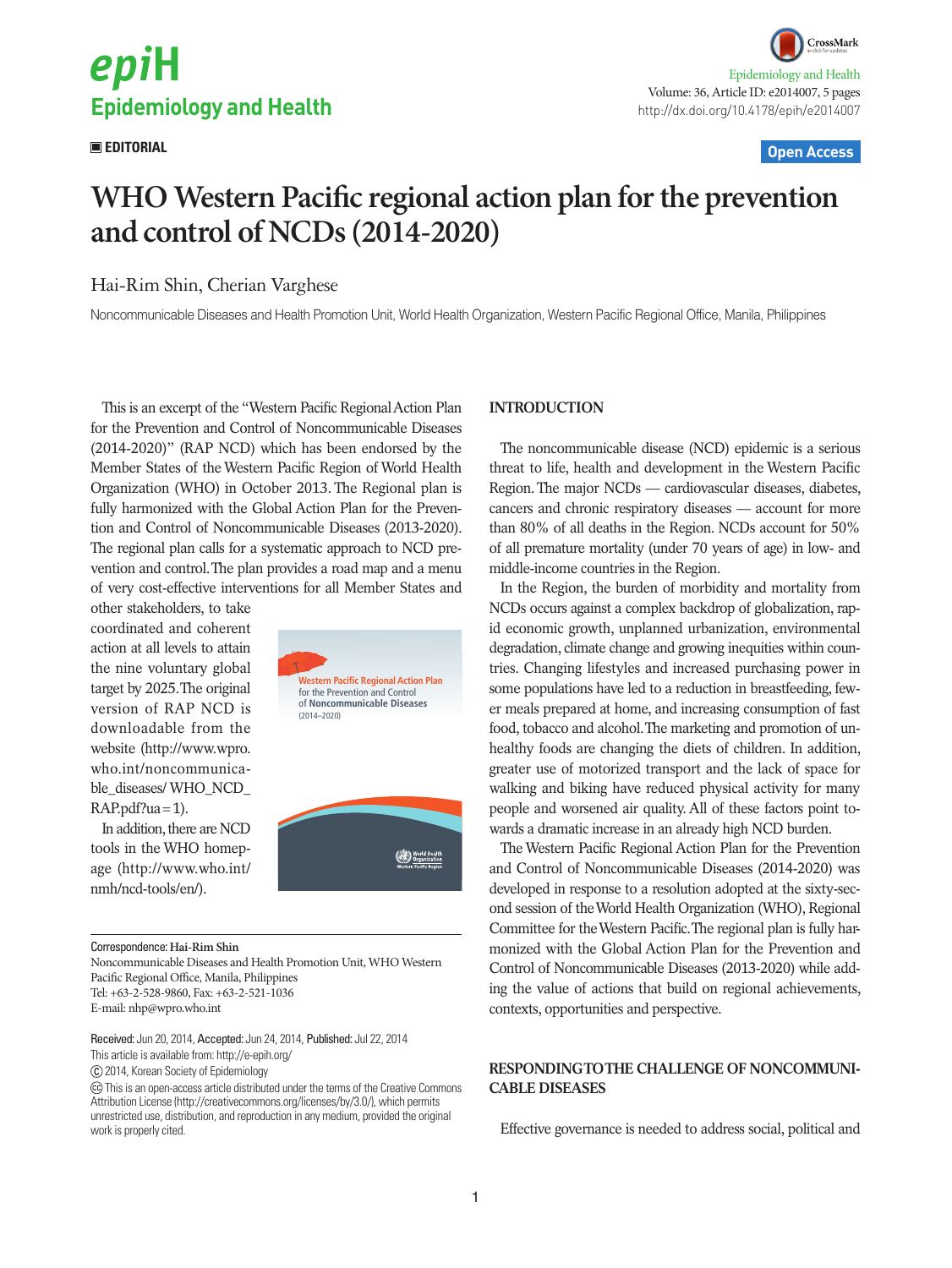EDITORIAL

# WHO Western Pacific regional action plan for the prevention and control of NCDs (2014-2020)

Hai-Rim Shin, Cherian Varghese

Noncommunicable Diseases and Health Promotion Unit, World Health Organization, Western Pacific Regional Office, Manila, Philippines

This is an excerpt of the "Western Pacific Regional Action Plan for the Prevention and Control of Noncommunicable Diseases (2014-2020)" (RAP NCD) which has been endorsed by the Member States of the Western Pacific Region of World Health Organization (WHO) in October 2013. The Regional plan is fully harmonized with the Global Action Plan for the Prevention and Control of Noncommunicable Diseases (2013-2020). The regional plan calls for a systematic approach to NCD prevention and control. The plan provides a road map and a menu of very cost-effective interventions for all Member States and other stakeholders, to take coordinated and coherent action at all levels to attain the nine voluntary global target by 2025. The original version of RAP NCD is downloadable from the website (http://www.wpro.who.int/noncommunicable_diseases/ WHO_NCD_RAP.pdf?ua=1).

In addition, there are NCD tools in the WHO homepage (http://www.who.int/nmh/ncd-tools/en/).

Western Pacific Regional Action Plan for the Prevention and Control of Noncommunicable Diseases (2014–2020)

Correspondence: **Hai-Rim Shin**
Noncommunicable Diseases and Health Promotion Unit, WHO Western Pacific Regional Office, Manila, Philippines
Tel: +63-2-528-9860, Fax: +63-2-521-1036
E-mail: nhp@wpro.who.int

**Received:** Jun 20, 2014, **Accepted:** Jun 24, 2014, **Published:** Jul 22, 2014
This article is available from: http://e-epih.org/

© 2014, Korean Society of Epidemiology

This is an open-access article distributed under the terms of the Creative Commons Attribution License (http://creativecommons.org/licenses/by/3.0/), which permits unrestricted use, distribution, and reproduction in any medium, provided the original work is properly cited.

## INTRODUCTION

The noncommunicable disease (NCD) epidemic is a serious threat to life, health and development in the Western Pacific Region. The major NCDs — cardiovascular diseases, diabetes, cancers and chronic respiratory diseases — account for more than 80% of all deaths in the Region. NCDs account for 50% of all premature mortality (under 70 years of age) in low- and middle-income countries in the Region.

In the Region, the burden of morbidity and mortality from NCDs occurs against a complex backdrop of globalization, rapid economic growth, unplanned urbanization, environmental degradation, climate change and growing inequities within countries. Changing lifestyles and increased purchasing power in some populations have led to a reduction in breastfeeding, fewer meals prepared at home, and increasing consumption of fast food, tobacco and alcohol. The marketing and promotion of unhealthy foods are changing the diets of children. In addition, greater use of motorized transport and the lack of space for walking and biking have reduced physical activity for many people and worsened air quality. All of these factors point towards a dramatic increase in an already high NCD burden.

The Western Pacific Regional Action Plan for the Prevention and Control of Noncommunicable Diseases (2014-2020) was developed in response to a resolution adopted at the sixty-second session of the World Health Organization (WHO), Regional Committee for the Western Pacific. The regional plan is fully harmonized with the Global Action Plan for the Prevention and Control of Noncommunicable Diseases (2013-2020) while adding the value of actions that build on regional achievements, contexts, opportunities and perspective.

## RESPONDING TO THE CHALLENGE OF NONCOMMUNICABLE DISEASES

Effective governance is needed to address social, political and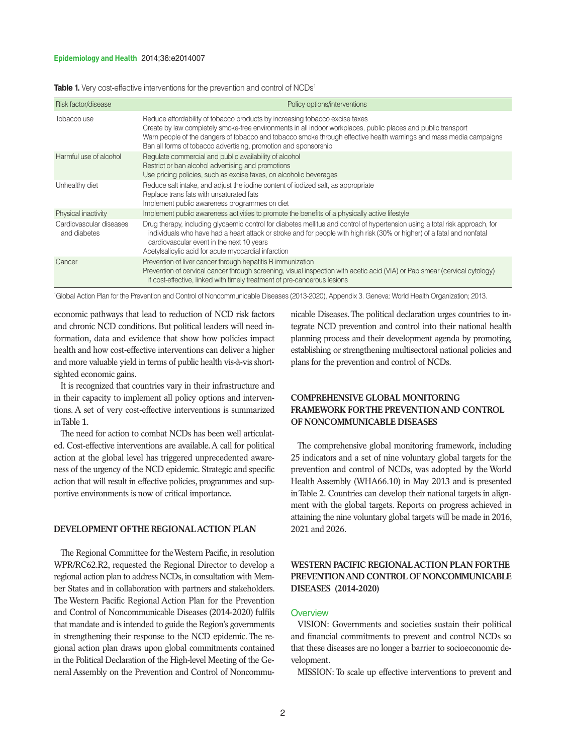**Table 1.** Very cost-effective interventions for the prevention and control of NCDs[1]

| Risk factor/disease | Policy options/interventions |
|---|---|
| Tobacco use | Reduce affordability of tobacco products by increasing tobacco excise taxes<br>Create by law completely smoke-free environments in all indoor workplaces, public places and public transport<br>Warn people of the dangers of tobacco and tobacco smoke through effective health warnings and mass media campaigns<br>Ban all forms of tobacco advertising, promotion and sponsorship |
| Harmful use of alcohol | Regulate commercial and public availability of alcohol<br>Restrict or ban alcohol advertising and promotions<br>Use pricing policies, such as excise taxes, on alcoholic beverages |
| Unhealthy diet | Reduce salt intake, and adjust the iodine content of iodized salt, as appropriate<br>Replace trans fats with unsaturated fats<br>Implement public awareness programmes on diet |
| Physical inactivity | Implement public awareness activities to promote the benefits of a physically active lifestyle |
| Cardiovascular diseases and diabetes | Drug therapy, including glycaemic control for diabetes mellitus and control of hypertension using a total risk approach, for individuals who have had a heart attack or stroke and for people with high risk (30% or higher) of a fatal and nonfatal cardiovascular event in the next 10 years<br>Acetylsalicylic acid for acute myocardial infarction |
| Cancer | Prevention of liver cancer through hepatitis B immunization<br>Prevention of cervical cancer through screening, visual inspection with acetic acid (VIA) or Pap smear (cervical cytology) if cost-effective, linked with timely treatment of pre-cancerous lesions |

[1]Global Action Plan for the Prevention and Control of Noncommunicable Diseases (2013-2020), Appendix 3. Geneva: World Health Organization; 2013.

economic pathways that lead to reduction of NCD risk factors and chronic NCD conditions. But political leaders will need information, data and evidence that show how policies impact health and how cost-effective interventions can deliver a higher and more valuable yield in terms of public health vis-à-vis shortsighted economic gains.

It is recognized that countries vary in their infrastructure and in their capacity to implement all policy options and interventions. A set of very cost-effective interventions is summarized in Table 1.

The need for action to combat NCDs has been well articulated. Cost-effective interventions are available. A call for political action at the global level has triggered unprecedented awareness of the urgency of the NCD epidemic. Strategic and specific action that will result in effective policies, programmes and supportive environments is now of critical importance.

## DEVELOPMENT OF THE REGIONAL ACTION PLAN

The Regional Committee for the Western Pacific, in resolution WPR/RC62.R2, requested the Regional Director to develop a regional action plan to address NCDs, in consultation with Member States and in collaboration with partners and stakeholders. The Western Pacific Regional Action Plan for the Prevention and Control of Noncommunicable Diseases (2014-2020) fulfils that mandate and is intended to guide the Region's governments in strengthening their response to the NCD epidemic. The regional action plan draws upon global commitments contained in the Political Declaration of the High-level Meeting of the General Assembly on the Prevention and Control of Noncommunicable Diseases. The political declaration urges countries to integrate NCD prevention and control into their national health planning process and their development agenda by promoting, establishing or strengthening multisectoral national policies and plans for the prevention and control of NCDs.

## COMPREHENSIVE GLOBAL MONITORING FRAMEWORK FOR THE PREVENTION AND CONTROL OF NONCOMMUNICABLE DISEASES

The comprehensive global monitoring framework, including 25 indicators and a set of nine voluntary global targets for the prevention and control of NCDs, was adopted by the World Health Assembly (WHA66.10) in May 2013 and is presented in Table 2. Countries can develop their national targets in alignment with the global targets. Reports on progress achieved in attaining the nine voluntary global targets will be made in 2016, 2021 and 2026.

## WESTERN PACIFIC REGIONAL ACTION PLAN FOR THE PREVENTION AND CONTROL OF NONCOMMUNICABLE DISEASES (2014-2020)

### Overview

VISION: Governments and societies sustain their political and financial commitments to prevent and control NCDs so that these diseases are no longer a barrier to socioeconomic development.

MISSION: To scale up effective interventions to prevent and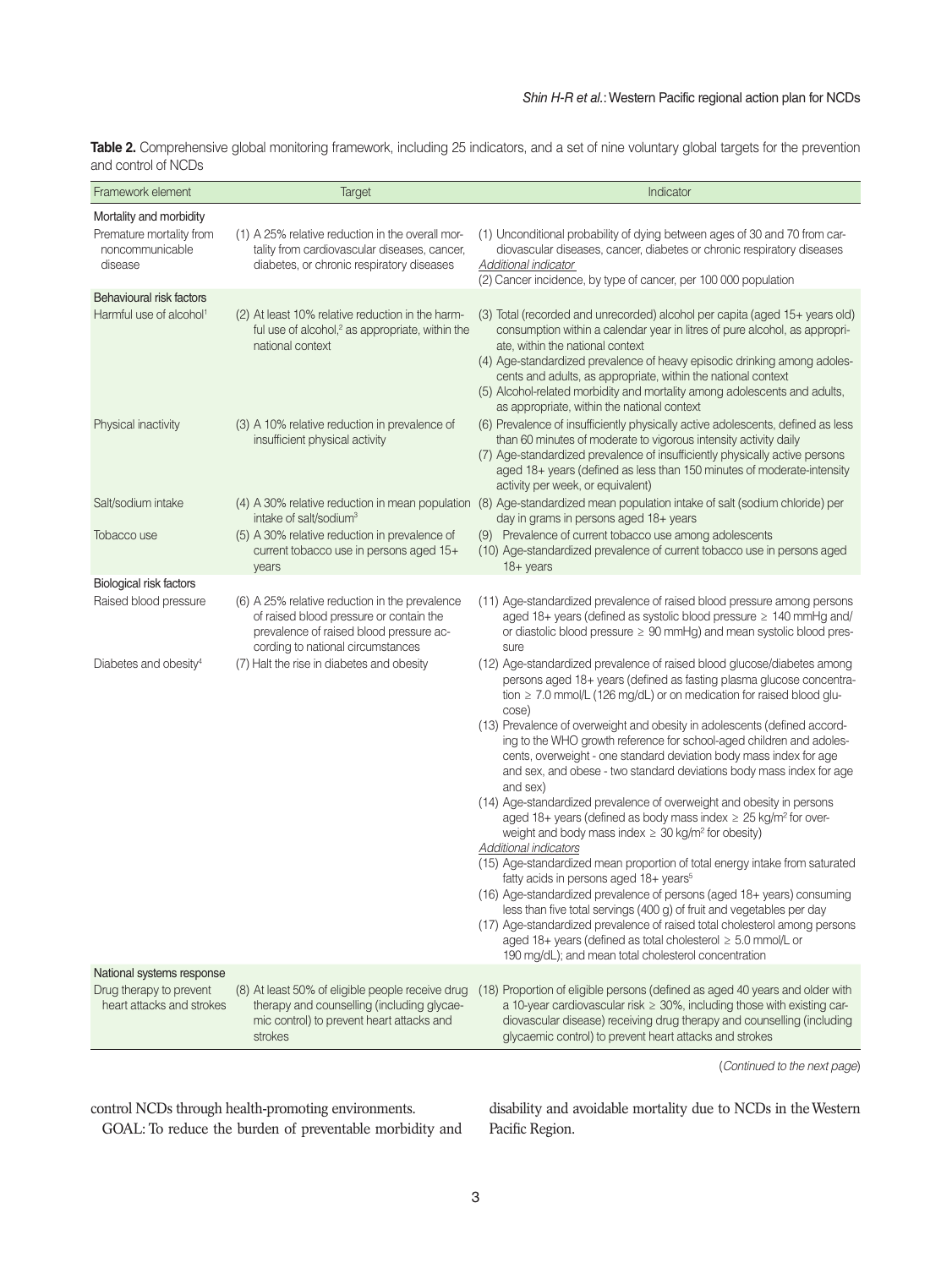**Table 2.** Comprehensive global monitoring framework, including 25 indicators, and a set of nine voluntary global targets for the prevention and control of NCDs

| Framework element | Target | Indicator |
|---|---|---|
| **Mortality and morbidity** | | |
| Premature mortality from noncommunicable disease | (1) A 25% relative reduction in the overall mortality from cardiovascular diseases, cancer, diabetes, or chronic respiratory diseases | (1) Unconditional probability of dying between ages of 30 and 70 from cardiovascular diseases, cancer, diabetes or chronic respiratory diseases<br>*Additional indicator*<br>(2) Cancer incidence, by type of cancer, per 100 000 population |
| **Behavioural risk factors** | | |
| Harmful use of alcohol[1] | (2) At least 10% relative reduction in the harmful use of alcohol,[2] as appropriate, within the national context | (3) Total (recorded and unrecorded) alcohol per capita (aged 15+ years old) consumption within a calendar year in litres of pure alcohol, as appropriate, within the national context<br>(4) Age-standardized prevalence of heavy episodic drinking among adolescents and adults, as appropriate, within the national context<br>(5) Alcohol-related morbidity and mortality among adolescents and adults, as appropriate, within the national context |
| Physical inactivity | (3) A 10% relative reduction in prevalence of insufficient physical activity | (6) Prevalence of insufficiently physically active adolescents, defined as less than 60 minutes of moderate to vigorous intensity activity daily<br>(7) Age-standardized prevalence of insufficiently physically active persons aged 18+ years (defined as less than 150 minutes of moderate-intensity activity per week, or equivalent) |
| Salt/sodium intake | (4) A 30% relative reduction in mean population intake of salt/sodium[3] | (8) Age-standardized mean population intake of salt (sodium chloride) per day in grams in persons aged 18+ years |
| Tobacco use | (5) A 30% relative reduction in prevalence of current tobacco use in persons aged 15+ years | (9) Prevalence of current tobacco use among adolescents<br>(10) Age-standardized prevalence of current tobacco use in persons aged 18+ years |
| **Biological risk factors** | | |
| Raised blood pressure | (6) A 25% relative reduction in the prevalence of raised blood pressure or contain the prevalence of raised blood pressure according to national circumstances | (11) Age-standardized prevalence of raised blood pressure among persons aged 18+ years (defined as systolic blood pressure ≥ 140 mmHg and/or diastolic blood pressure ≥ 90 mmHg) and mean systolic blood pressure |
| Diabetes and obesity[4] | (7) Halt the rise in diabetes and obesity | (12) Age-standardized prevalence of raised blood glucose/diabetes among persons aged 18+ years (defined as fasting plasma glucose concentration ≥ 7.0 mmol/L (126 mg/dL) or on medication for raised blood glucose)<br>(13) Prevalence of overweight and obesity in adolescents (defined according to the WHO growth reference for school-aged children and adolescents, overweight - one standard deviation body mass index for age and sex, and obese - two standard deviations body mass index for age and sex)<br>(14) Age-standardized prevalence of overweight and obesity in persons aged 18+ years (defined as body mass index ≥ 25 kg/m² for overweight and body mass index ≥ 30 kg/m² for obesity)<br>*Additional indicators*<br>(15) Age-standardized mean proportion of total energy intake from saturated fatty acids in persons aged 18+ years[5]<br>(16) Age-standardized prevalence of persons (aged 18+ years) consuming less than five total servings (400 g) of fruit and vegetables per day<br>(17) Age-standardized prevalence of raised total cholesterol among persons aged 18+ years (defined as total cholesterol ≥ 5.0 mmol/L or 190 mg/dL); and mean total cholesterol concentration |
| **National systems response** | | |
| Drug therapy to prevent heart attacks and strokes | (8) At least 50% of eligible people receive drug therapy and counselling (including glycaemic control) to prevent heart attacks and strokes | (18) Proportion of eligible persons (defined as aged 40 years and older with a 10-year cardiovascular risk ≥ 30%, including those with existing cardiovascular disease) receiving drug therapy and counselling (including glycaemic control) to prevent heart attacks and strokes |

(*Continued to the next page*)

control NCDs through health-promoting environments.

GOAL: To reduce the burden of preventable morbidity and disability and avoidable mortality due to NCDs in the Western Pacific Region.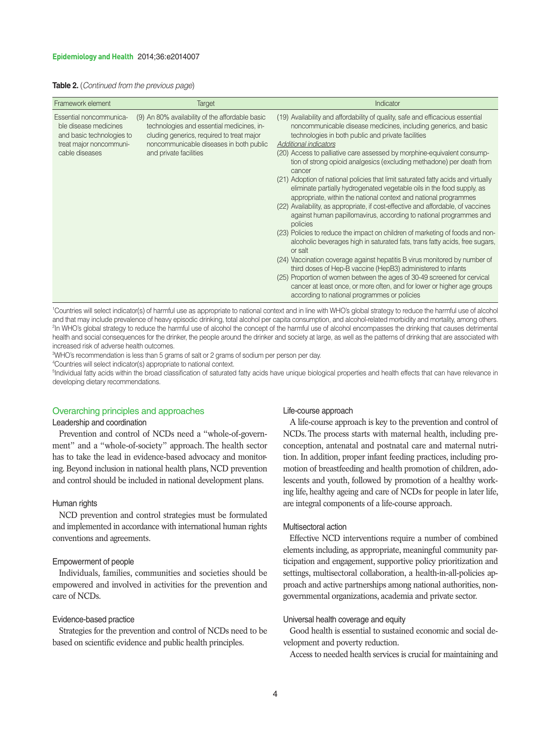**Table 2.** (*Continued from the previous page*)

| Framework element | Target | Indicator |
|---|---|---|
| Essential noncommunicable disease medicines and basic technologies to treat major noncommunicable diseases | (9) An 80% availability of the affordable basic technologies and essential medicines, including generics, required to treat major noncommunicable diseases in both public and private facilities | (19) Availability and affordability of quality, safe and efficacious essential noncommunicable disease medicines, including generics, and basic technologies in both public and private facilities<br>*Additional indicators*<br>(20) Access to palliative care assessed by morphine-equivalent consumption of strong opioid analgesics (excluding methadone) per death from cancer<br>(21) Adoption of national policies that limit saturated fatty acids and virtually eliminate partially hydrogenated vegetable oils in the food supply, as appropriate, within the national context and national programmes<br>(22) Availability, as appropriate, if cost-effective and affordable, of vaccines against human papillomavirus, according to national programmes and policies<br>(23) Policies to reduce the impact on children of marketing of foods and non-alcoholic beverages high in saturated fats, trans fatty acids, free sugars, or salt<br>(24) Vaccination coverage against hepatitis B virus monitored by number of third doses of Hep-B vaccine (HepB3) administered to infants<br>(25) Proportion of women between the ages of 30-49 screened for cervical cancer at least once, or more often, and for lower or higher age groups according to national programmes or policies |

[1]Countries will select indicator(s) of harmful use as appropriate to national context and in line with WHO's global strategy to reduce the harmful use of alcohol and that may include prevalence of heavy episodic drinking, total alcohol per capita consumption, and alcohol-related morbidity and mortality, among others.
[2]In WHO's global strategy to reduce the harmful use of alcohol the concept of the harmful use of alcohol encompasses the drinking that causes detrimental health and social consequences for the drinker, the people around the drinker and society at large, as well as the patterns of drinking that are associated with increased risk of adverse health outcomes.
[3]WHO's recommendation is less than 5 grams of salt or 2 grams of sodium per person per day.
[4]Countries will select indicator(s) appropriate to national context.
[5]Individual fatty acids within the broad classification of saturated fatty acids have unique biological properties and health effects that can have relevance in developing dietary recommendations.

## Overarching principles and approaches

### Leadership and coordination

Prevention and control of NCDs need a "whole-of-government" and a "whole-of-society" approach. The health sector has to take the lead in evidence-based advocacy and monitoring. Beyond inclusion in national health plans, NCD prevention and control should be included in national development plans.

### Human rights

NCD prevention and control strategies must be formulated and implemented in accordance with international human rights conventions and agreements.

### Empowerment of people

Individuals, families, communities and societies should be empowered and involved in activities for the prevention and care of NCDs.

### Evidence-based practice

Strategies for the prevention and control of NCDs need to be based on scientific evidence and public health principles.

### Life-course approach

A life-course approach is key to the prevention and control of NCDs. The process starts with maternal health, including preconception, antenatal and postnatal care and maternal nutrition. In addition, proper infant feeding practices, including promotion of breastfeeding and health promotion of children, adolescents and youth, followed by promotion of a healthy working life, healthy ageing and care of NCDs for people in later life, are integral components of a life-course approach.

### Multisectoral action

Effective NCD interventions require a number of combined elements including, as appropriate, meaningful community participation and engagement, supportive policy prioritization and settings, multisectoral collaboration, a health-in-all-policies approach and active partnerships among national authorities, nongovernmental organizations, academia and private sector.

### Universal health coverage and equity

Good health is essential to sustained economic and social development and poverty reduction.

Access to needed health services is crucial for maintaining and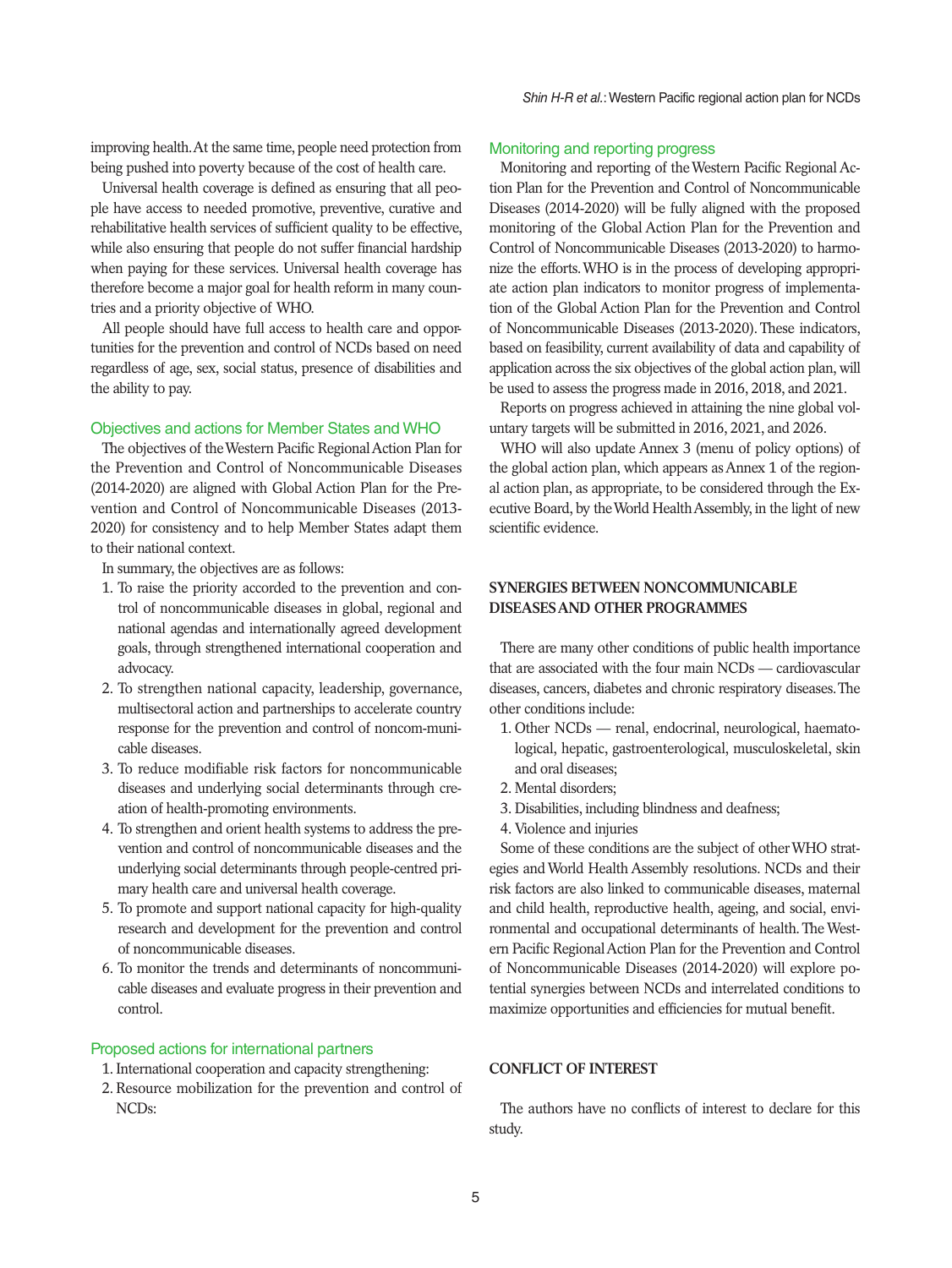improving health. At the same time, people need protection from being pushed into poverty because of the cost of health care.

Universal health coverage is defined as ensuring that all people have access to needed promotive, preventive, curative and rehabilitative health services of sufficient quality to be effective, while also ensuring that people do not suffer financial hardship when paying for these services. Universal health coverage has therefore become a major goal for health reform in many countries and a priority objective of WHO.

All people should have full access to health care and opportunities for the prevention and control of NCDs based on need regardless of age, sex, social status, presence of disabilities and the ability to pay.

### Objectives and actions for Member States and WHO

The objectives of the Western Pacific Regional Action Plan for the Prevention and Control of Noncommunicable Diseases (2014-2020) are aligned with Global Action Plan for the Prevention and Control of Noncommunicable Diseases (2013-2020) for consistency and to help Member States adapt them to their national context.

In summary, the objectives are as follows:

1. To raise the priority accorded to the prevention and control of noncommunicable diseases in global, regional and national agendas and internationally agreed development goals, through strengthened international cooperation and advocacy.
2. To strengthen national capacity, leadership, governance, multisectoral action and partnerships to accelerate country response for the prevention and control of noncom-municable diseases.
3. To reduce modifiable risk factors for noncommunicable diseases and underlying social determinants through creation of health-promoting environments.
4. To strengthen and orient health systems to address the prevention and control of noncommunicable diseases and the underlying social determinants through people-centred primary health care and universal health coverage.
5. To promote and support national capacity for high-quality research and development for the prevention and control of noncommunicable diseases.
6. To monitor the trends and determinants of noncommunicable diseases and evaluate progress in their prevention and control.

### Proposed actions for international partners

1. International cooperation and capacity strengthening:
2. Resource mobilization for the prevention and control of NCDs:

### Monitoring and reporting progress

Monitoring and reporting of the Western Pacific Regional Action Plan for the Prevention and Control of Noncommunicable Diseases (2014-2020) will be fully aligned with the proposed monitoring of the Global Action Plan for the Prevention and Control of Noncommunicable Diseases (2013-2020) to harmonize the efforts. WHO is in the process of developing appropriate action plan indicators to monitor progress of implementation of the Global Action Plan for the Prevention and Control of Noncommunicable Diseases (2013-2020). These indicators, based on feasibility, current availability of data and capability of application across the six objectives of the global action plan, will be used to assess the progress made in 2016, 2018, and 2021.

Reports on progress achieved in attaining the nine global voluntary targets will be submitted in 2016, 2021, and 2026.

WHO will also update Annex 3 (menu of policy options) of the global action plan, which appears as Annex 1 of the regional action plan, as appropriate, to be considered through the Executive Board, by the World Health Assembly, in the light of new scientific evidence.

## SYNERGIES BETWEEN NONCOMMUNICABLE DISEASES AND OTHER PROGRAMMES

There are many other conditions of public health importance that are associated with the four main NCDs — cardiovascular diseases, cancers, diabetes and chronic respiratory diseases. The other conditions include:

1. Other NCDs — renal, endocrinal, neurological, haematological, hepatic, gastroenterological, musculoskeletal, skin and oral diseases;
2. Mental disorders;
3. Disabilities, including blindness and deafness;
4. Violence and injuries

Some of these conditions are the subject of other WHO strategies and World Health Assembly resolutions. NCDs and their risk factors are also linked to communicable diseases, maternal and child health, reproductive health, ageing, and social, environmental and occupational determinants of health. The Western Pacific Regional Action Plan for the Prevention and Control of Noncommunicable Diseases (2014-2020) will explore potential synergies between NCDs and interrelated conditions to maximize opportunities and efficiencies for mutual benefit.

## CONFLICT OF INTEREST

The authors have no conflicts of interest to declare for this study.